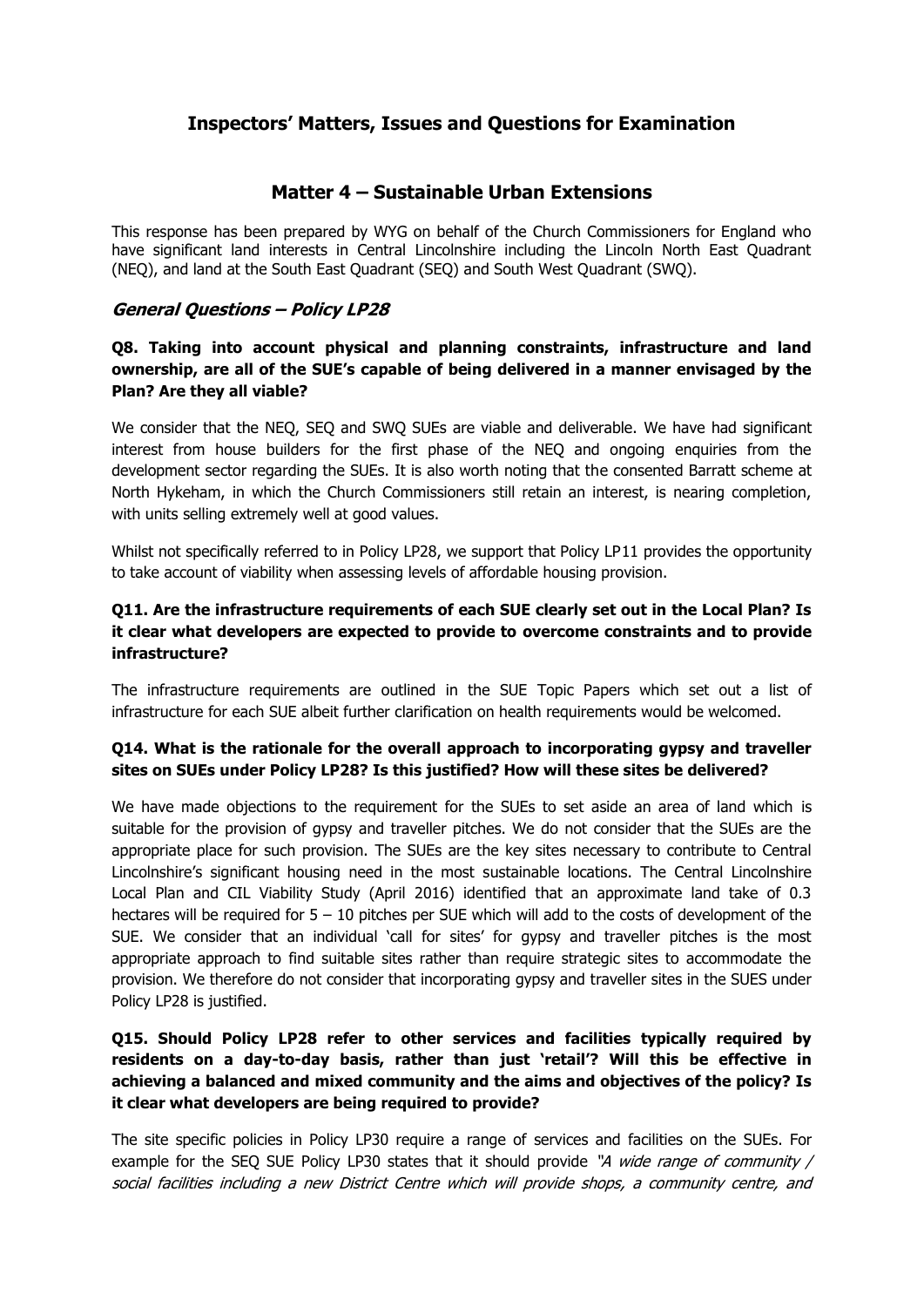# Inspectors' Matters, Issues and Questions for Examination

## Matter 4 – Sustainable Urban Extensions

This response has been prepared by WYG on behalf of the Church Commissioners for England who have significant land interests in Central Lincolnshire including the Lincoln North East Quadrant (NEQ), and land at the South East Quadrant (SEQ) and South West Quadrant (SWQ).

### *General Questions – Policy LP28*

**Q8. Taking into account physical and planning constraints, infrastructure and land ownership, are all of the SUE's capable of being delivered in a manner envisaged by the Plan? Are they all viable?**

We consider that the NEQ, SEQ and SWQ SUEs are viable and deliverable. We have had significant interest from house builders for the first phase of the NEQ and ongoing enquiries from the development sector regarding the SUEs. It is also worth noting that the consented Barratt scheme at North Hykeham, in which the Church Commissioners still retain an interest, is nearing completion, with units selling extremely well at good values.

Whilst not specifically referred to in Policy LP28, we support that Policy LP11 provides the opportunity to take account of viability when assessing levels of affordable housing provision.

**Q11. Are the infrastructure requirements of each SUE clearly set out in the Local Plan? Is it clear what developers are expected to provide to overcome constraints and to provide infrastructure?**

The infrastructure requirements are outlined in the SUE Topic Papers which set out a list of infrastructure for each SUE albeit further clarification on health requirements would be welcomed.

**Q14. What is the rationale for the overall approach to incorporating gypsy and traveller sites on SUEs under Policy LP28? Is this justified? How will these sites be delivered?**

We have made objections to the requirement for the SUEs to set aside an area of land which is suitable for the provision of gypsy and traveller pitches. We do not consider that the SUEs are the appropriate place for such provision. The SUEs are the key sites necessary to contribute to Central Lincolnshire's significant housing need in the most sustainable locations. The Central Lincolnshire Local Plan and CIL Viability Study (April 2016) identified that an approximate land take of 0.3 hectares will be required for 5 – 10 pitches per SUE which will add to the costs of development of the SUE. We consider that an individual 'call for sites' for gypsy and traveller pitches is the most appropriate approach to find suitable sites rather than require strategic sites to accommodate the provision. We therefore do not consider that incorporating gypsy and traveller sites in the SUES under Policy LP28 is justified.

**Q15. Should Policy LP28 refer to other services and facilities typically required by residents on a day-to-day basis, rather than just 'retail'? Will this be effective in achieving a balanced and mixed community and the aims and objectives of the policy? Is it clear what developers are being required to provide?**

The site specific policies in Policy LP30 require a range of services and facilities on the SUEs. For example for the SEQ SUE Policy LP30 states that it should provide *"A wide range of community / social facilities including a new District Centre which will provide shops, a community centre, and*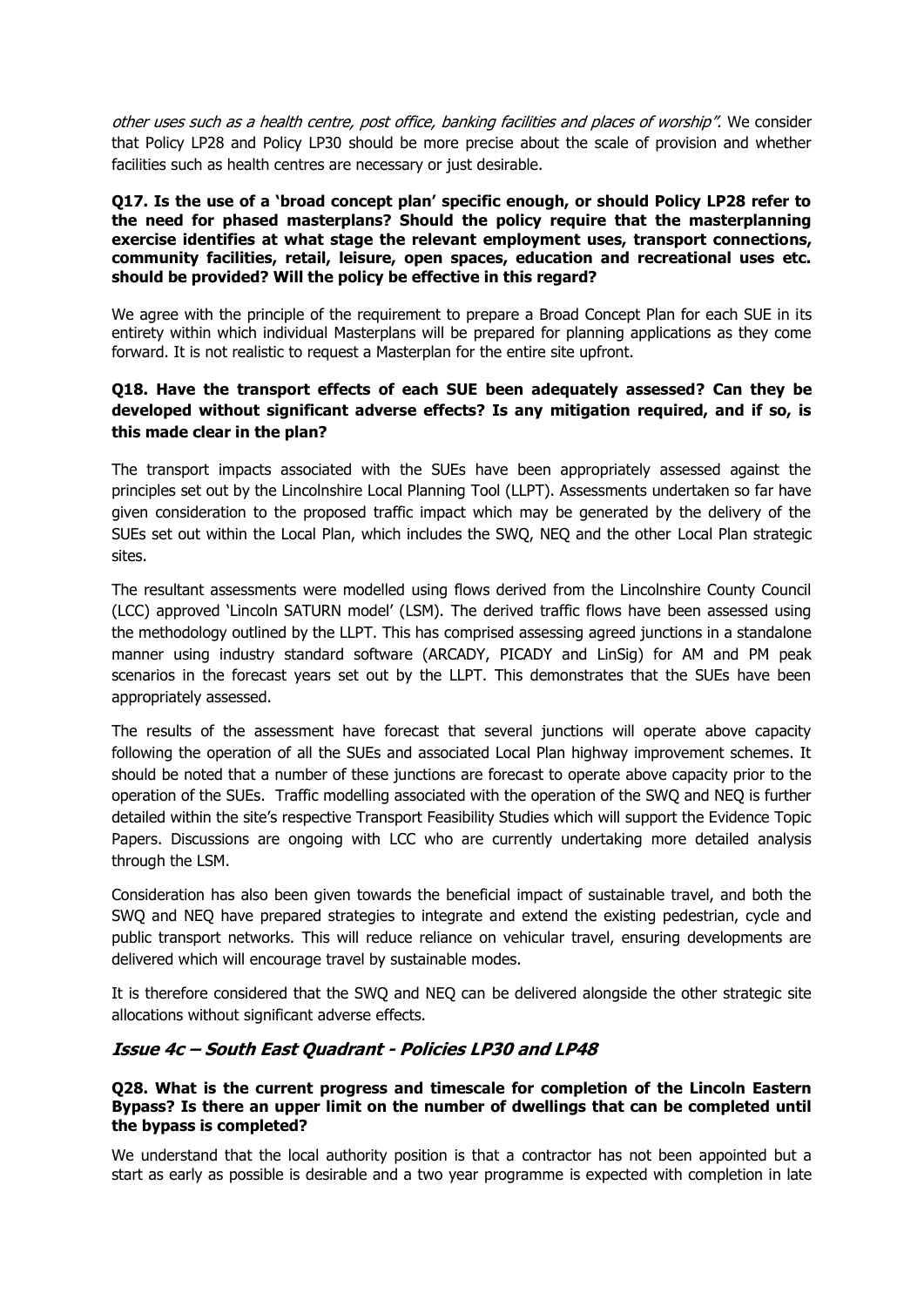*other uses such as a health centre, post office, banking facilities and places of worship".* We consider that Policy LP28 and Policy LP30 should be more precise about the scale of provision and whether facilities such as health centres are necessary or just desirable.

**Q17. Is the use of a 'broad concept plan' specific enough, or should Policy LP28 refer to the need for phased masterplans? Should the policy require that the masterplanning exercise identifies at what stage the relevant employment uses, transport connections, community facilities, retail, leisure, open spaces, education and recreational uses etc. should be provided? Will the policy be effective in this regard?**

We agree with the principle of the requirement to prepare a Broad Concept Plan for each SUE in its entirety within which individual Masterplans will be prepared for planning applications as they come forward. It is not realistic to request a Masterplan for the entire site upfront.

**Q18. Have the transport effects of each SUE been adequately assessed? Can they be developed without significant adverse effects? Is any mitigation required, and if so, is this made clear in the plan?**

The transport impacts associated with the SUEs have been appropriately assessed against the principles set out by the Lincolnshire Local Planning Tool (LLPT). Assessments undertaken so far have given consideration to the proposed traffic impact which may be generated by the delivery of the SUEs set out within the Local Plan, which includes the SWQ, NEQ and the other Local Plan strategic sites.

The resultant assessments were modelled using flows derived from the Lincolnshire County Council (LCC) approved 'Lincoln SATURN model' (LSM). The derived traffic flows have been assessed using the methodology outlined by the LLPT. This has comprised assessing agreed junctions in a standalone manner using industry standard software (ARCADY, PICADY and LinSig) for AM and PM peak scenarios in the forecast years set out by the LLPT. This demonstrates that the SUEs have been appropriately assessed.

The results of the assessment have forecast that several junctions will operate above capacity following the operation of all the SUEs and associated Local Plan highway improvement schemes. It should be noted that a number of these junctions are forecast to operate above capacity prior to the operation of the SUEs. Traffic modelling associated with the operation of the SWQ and NEQ is further detailed within the site's respective Transport Feasibility Studies which will support the Evidence Topic Papers. Discussions are ongoing with LCC who are currently undertaking more detailed analysis through the LSM.

Consideration has also been given towards the beneficial impact of sustainable travel, and both the SWQ and NEQ have prepared strategies to integrate and extend the existing pedestrian, cycle and public transport networks. This will reduce reliance on vehicular travel, ensuring developments are delivered which will encourage travel by sustainable modes.

It is therefore considered that the SWQ and NEQ can be delivered alongside the other strategic site allocations without significant adverse effects.

## *Issue 4c – South East Quadrant - Policies LP30 and LP48*

**Q28. What is the current progress and timescale for completion of the Lincoln Eastern Bypass? Is there an upper limit on the number of dwellings that can be completed until the bypass is completed?**

We understand that the local authority position is that a contractor has not been appointed but a start as early as possible is desirable and a two year programme is expected with completion in late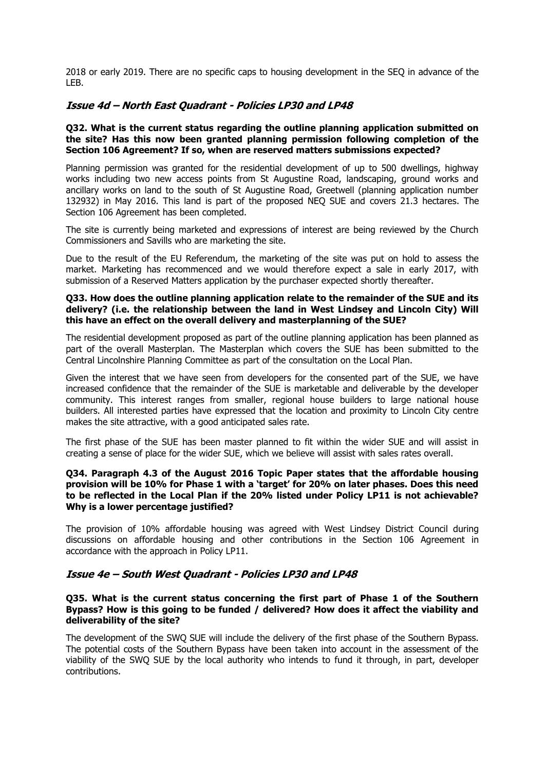2018 or early 2019. There are no specific caps to housing development in the SEQ in advance of the LEB.

## *Issue 4d – North East Quadrant - Policies LP30 and LP48*

**Q32. What is the current status regarding the outline planning application submitted on the site? Has this now been granted planning permission following completion of the Section 106 Agreement? If so, when are reserved matters submissions expected?**

Planning permission was granted for the residential development of up to 500 dwellings, highway works including two new access points from St Augustine Road, landscaping, ground works and ancillary works on land to the south of St Augustine Road, Greetwell (planning application number 132932) in May 2016. This land is part of the proposed NEQ SUE and covers 21.3 hectares. The Section 106 Agreement has been completed.

The site is currently being marketed and expressions of interest are being reviewed by the Church Commissioners and Savills who are marketing the site.

Due to the result of the EU Referendum, the marketing of the site was put on hold to assess the market. Marketing has recommenced and we would therefore expect a sale in early 2017, with submission of a Reserved Matters application by the purchaser expected shortly thereafter.

**Q33. How does the outline planning application relate to the remainder of the SUE and its delivery? (i.e. the relationship between the land in West Lindsey and Lincoln City) Will this have an effect on the overall delivery and masterplanning of the SUE?**

The residential development proposed as part of the outline planning application has been planned as part of the overall Masterplan. The Masterplan which covers the SUE has been submitted to the Central Lincolnshire Planning Committee as part of the consultation on the Local Plan.

Given the interest that we have seen from developers for the consented part of the SUE, we have increased confidence that the remainder of the SUE is marketable and deliverable by the developer community. This interest ranges from smaller, regional house builders to large national house builders. All interested parties have expressed that the location and proximity to Lincoln City centre makes the site attractive, with a good anticipated sales rate.

The first phase of the SUE has been master planned to fit within the wider SUE and will assist in creating a sense of place for the wider SUE, which we believe will assist with sales rates overall.

**Q34. Paragraph 4.3 of the August 2016 Topic Paper states that the affordable housing provision will be 10% for Phase 1 with a 'target' for 20% on later phases. Does this need to be reflected in the Local Plan if the 20% listed under Policy LP11 is not achievable? Why is a lower percentage justified?**

The provision of 10% affordable housing was agreed with West Lindsey District Council during discussions on affordable housing and other contributions in the Section 106 Agreement in accordance with the approach in Policy LP11.

## *Issue 4e – South West Quadrant - Policies LP30 and LP48*

**Q35. What is the current status concerning the first part of Phase 1 of the Southern Bypass? How is this going to be funded / delivered? How does it affect the viability and deliverability of the site?**

The development of the SWQ SUE will include the delivery of the first phase of the Southern Bypass. The potential costs of the Southern Bypass have been taken into account in the assessment of the viability of the SWQ SUE by the local authority who intends to fund it through, in part, developer contributions.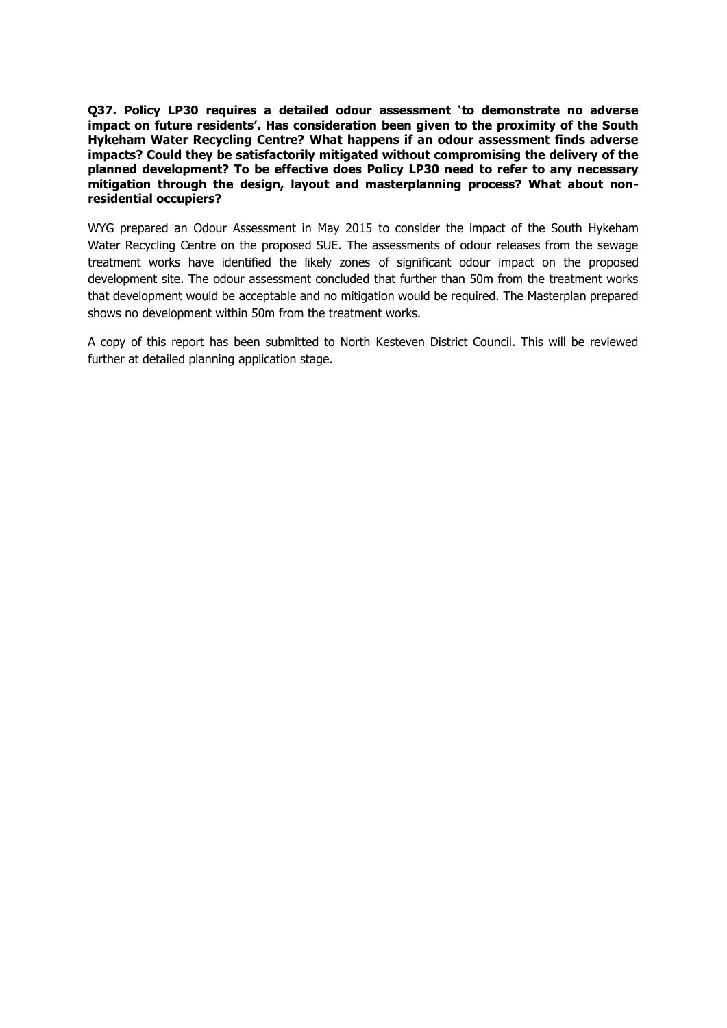**Q37. Policy LP30 requires a detailed odour assessment 'to demonstrate no adverse impact on future residents'. Has consideration been given to the proximity of the South Hykeham Water Recycling Centre? What happens if an odour assessment finds adverse impacts? Could they be satisfactorily mitigated without compromising the delivery of the planned development? To be effective does Policy LP30 need to refer to any necessary mitigation through the design, layout and masterplanning process? What about non-residential occupiers?**

WYG prepared an Odour Assessment in May 2015 to consider the impact of the South Hykeham Water Recycling Centre on the proposed SUE. The assessments of odour releases from the sewage treatment works have identified the likely zones of significant odour impact on the proposed development site. The odour assessment concluded that further than 50m from the treatment works that development would be acceptable and no mitigation would be required. The Masterplan prepared shows no development within 50m from the treatment works.

A copy of this report has been submitted to North Kesteven District Council. This will be reviewed further at detailed planning application stage.